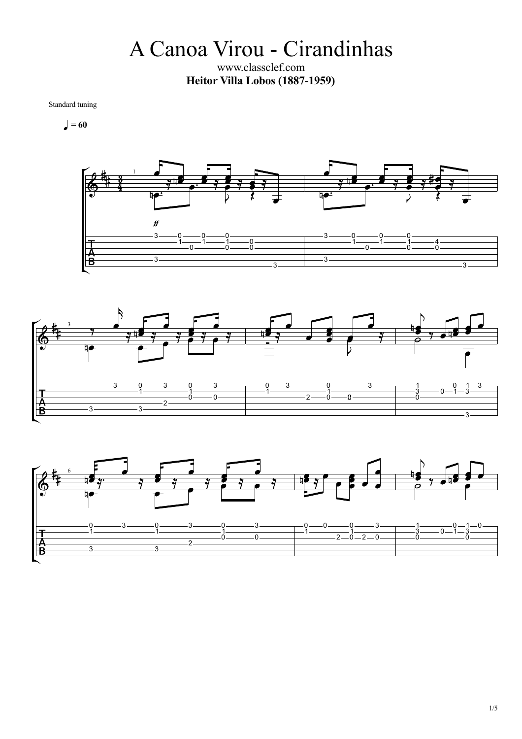# A Canoa Virou - Cirandinhas

www.classclef.com

**Heitor Villa Lobos (1887-1959)**

Standard tuning

♩ = 60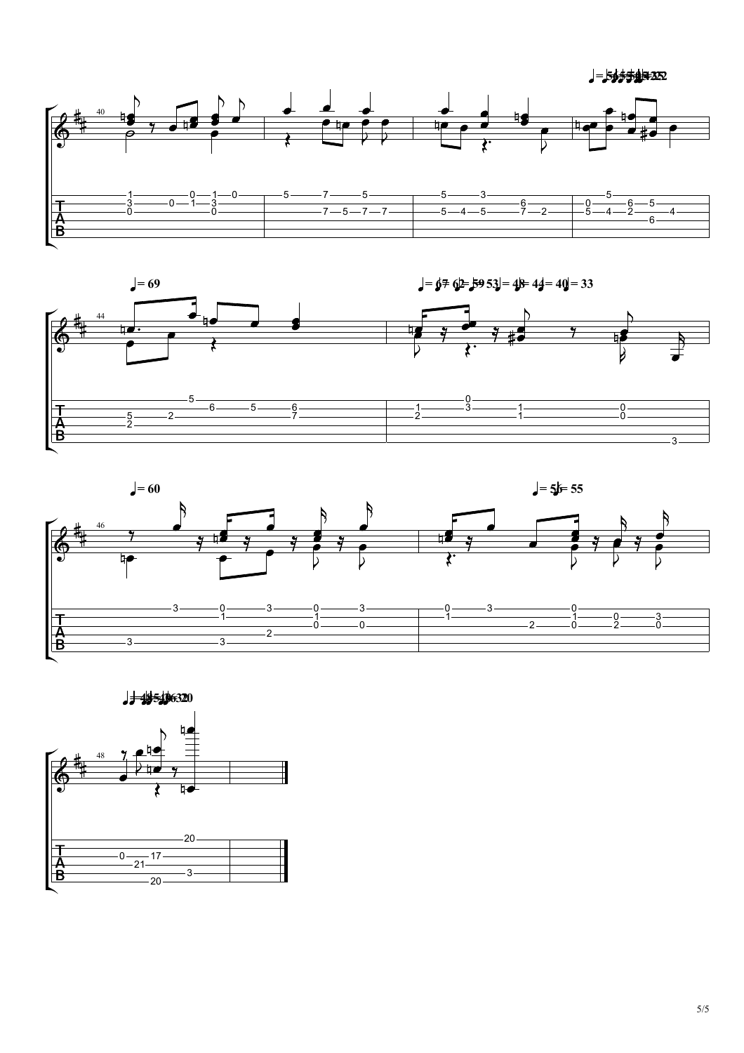40

♩= 69

44

♩= 67 ♩= 62 ♩= 59 ♩= 53 ♩= 48 ♩= 44 ♩= 40 ♩= 33

♩= 60

46

♩= 55

48